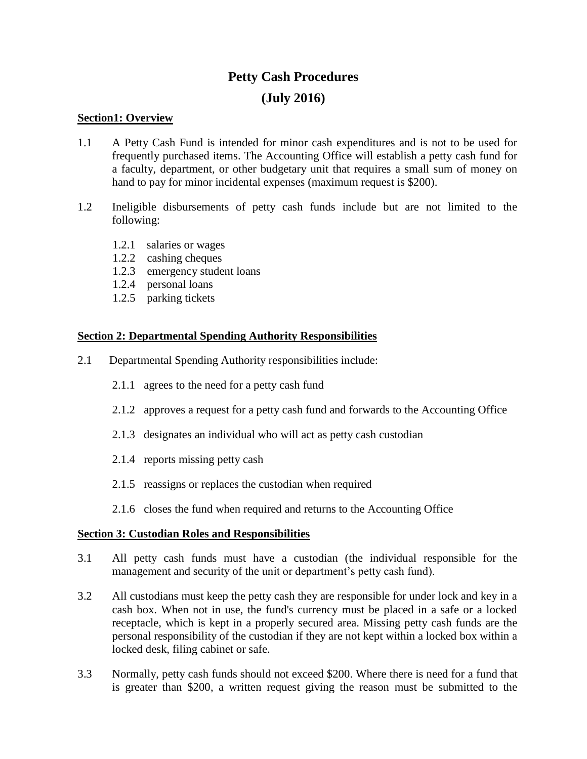# Petty Cash Procedures

# (July 2016)

## Section1: Overview

1.1 A Petty Cash Fund is intended for minor cash expenditures and is not to be used for frequently purchased items. The Accounting Office will establish a petty cash fund for a faculty, department, or other budgetary unit that requires a small sum of money on hand to pay for minor incidental expenses (maximum request is $200).

1.2 Ineligible disbursements of petty cash funds include but are not limited to the following:

- 1.2.1 salaries or wages
- 1.2.2 cashing cheques
- 1.2.3 emergency student loans
- 1.2.4 personal loans
- 1.2.5 parking tickets

## Section 2: Departmental Spending Authority Responsibilities

2.1 Departmental Spending Authority responsibilities include:

- 2.1.1 agrees to the need for a petty cash fund
- 2.1.2 approves a request for a petty cash fund and forwards to the Accounting Office
- 2.1.3 designates an individual who will act as petty cash custodian
- 2.1.4 reports missing petty cash
- 2.1.5 reassigns or replaces the custodian when required
- 2.1.6 closes the fund when required and returns to the Accounting Office

## Section 3: Custodian Roles and Responsibilities

3.1 All petty cash funds must have a custodian (the individual responsible for the management and security of the unit or department's petty cash fund).

3.2 All custodians must keep the petty cash they are responsible for under lock and key in a cash box. When not in use, the fund's currency must be placed in a safe or a locked receptacle, which is kept in a properly secured area. Missing petty cash funds are the personal responsibility of the custodian if they are not kept within a locked box within a locked desk, filing cabinet or safe.

3.3 Normally, petty cash funds should not exceed $200. Where there is need for a fund that is greater than $200, a written request giving the reason must be submitted to the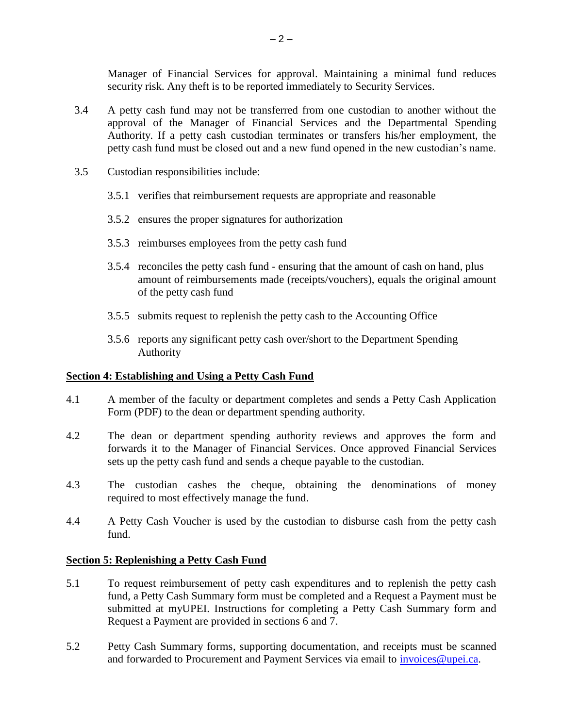Manager of Financial Services for approval. Maintaining a minimal fund reduces security risk. Any theft is to be reported immediately to Security Services.

3.4 A petty cash fund may not be transferred from one custodian to another without the approval of the Manager of Financial Services and the Departmental Spending Authority. If a petty cash custodian terminates or transfers his/her employment, the petty cash fund must be closed out and a new fund opened in the new custodian's name.

3.5 Custodian responsibilities include:

3.5.1 verifies that reimbursement requests are appropriate and reasonable

3.5.2 ensures the proper signatures for authorization

3.5.3 reimburses employees from the petty cash fund

3.5.4 reconciles the petty cash fund - ensuring that the amount of cash on hand, plus amount of reimbursements made (receipts/vouchers), equals the original amount of the petty cash fund

3.5.5 submits request to replenish the petty cash to the Accounting Office

3.5.6 reports any significant petty cash over/short to the Department Spending Authority

## Section 4: Establishing and Using a Petty Cash Fund

4.1 A member of the faculty or department completes and sends a Petty Cash Application Form (PDF) to the dean or department spending authority.

4.2 The dean or department spending authority reviews and approves the form and forwards it to the Manager of Financial Services. Once approved Financial Services sets up the petty cash fund and sends a cheque payable to the custodian.

4.3 The custodian cashes the cheque, obtaining the denominations of money required to most effectively manage the fund.

4.4 A Petty Cash Voucher is used by the custodian to disburse cash from the petty cash fund.

## Section 5: Replenishing a Petty Cash Fund

5.1 To request reimbursement of petty cash expenditures and to replenish the petty cash fund, a Petty Cash Summary form must be completed and a Request a Payment must be submitted at myUPEI. Instructions for completing a Petty Cash Summary form and Request a Payment are provided in sections 6 and 7.

5.2 Petty Cash Summary forms, supporting documentation, and receipts must be scanned and forwarded to Procurement and Payment Services via email to invoices@upei.ca.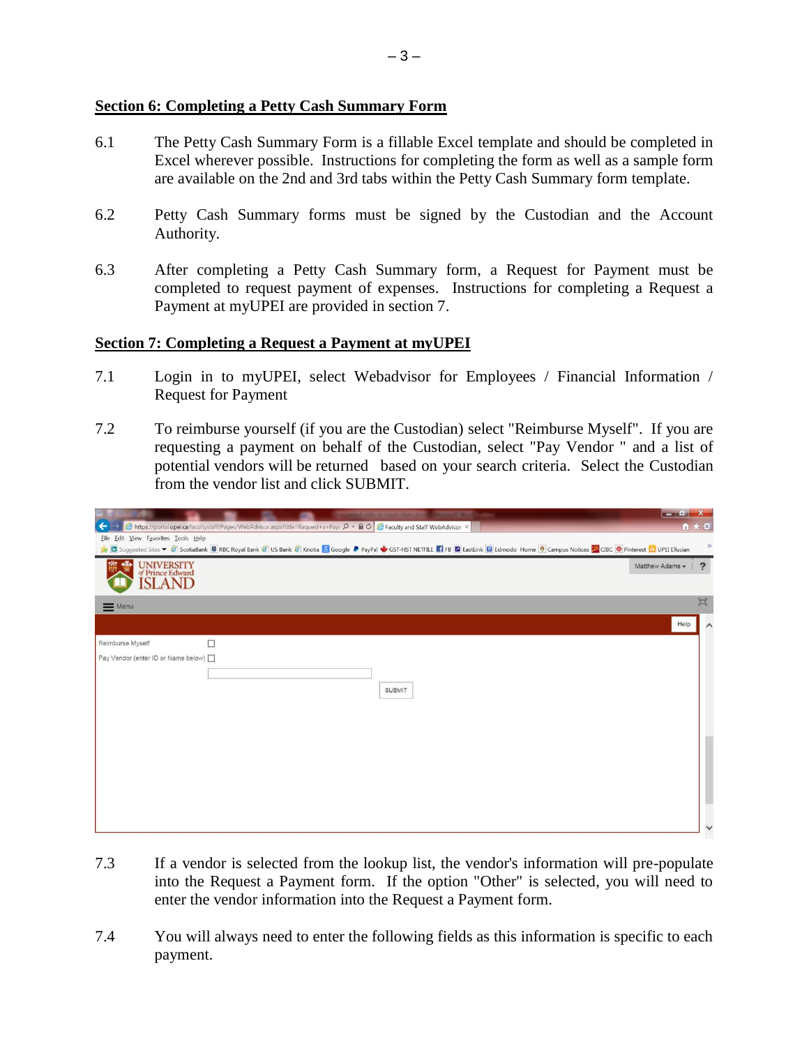## Section 6: Completing a Petty Cash Summary Form

6.1 The Petty Cash Summary Form is a fillable Excel template and should be completed in Excel wherever possible. Instructions for completing the form as well as a sample form are available on the 2nd and 3rd tabs within the Petty Cash Summary form template.

6.2 Petty Cash Summary forms must be signed by the Custodian and the Account Authority.

6.3 After completing a Petty Cash Summary form, a Request for Payment must be completed to request payment of expenses. Instructions for completing a Request a Payment at myUPEI are provided in section 7.

## Section 7: Completing a Request a Payment at myUPEI

7.1 Login in to myUPEI, select Webadvisor for Employees / Financial Information / Request for Payment

7.2 To reimburse yourself (if you are the Custodian) select "Reimburse Myself". If you are requesting a payment on behalf of the Custodian, select "Pay Vendor " and a list of potential vendors will be returned based on your search criteria. Select the Custodian from the vendor list and click SUBMIT.

7.3 If a vendor is selected from the lookup list, the vendor's information will pre-populate into the Request a Payment form. If the option "Other" is selected, you will need to enter the vendor information into the Request a Payment form.

7.4 You will always need to enter the following fields as this information is specific to each payment.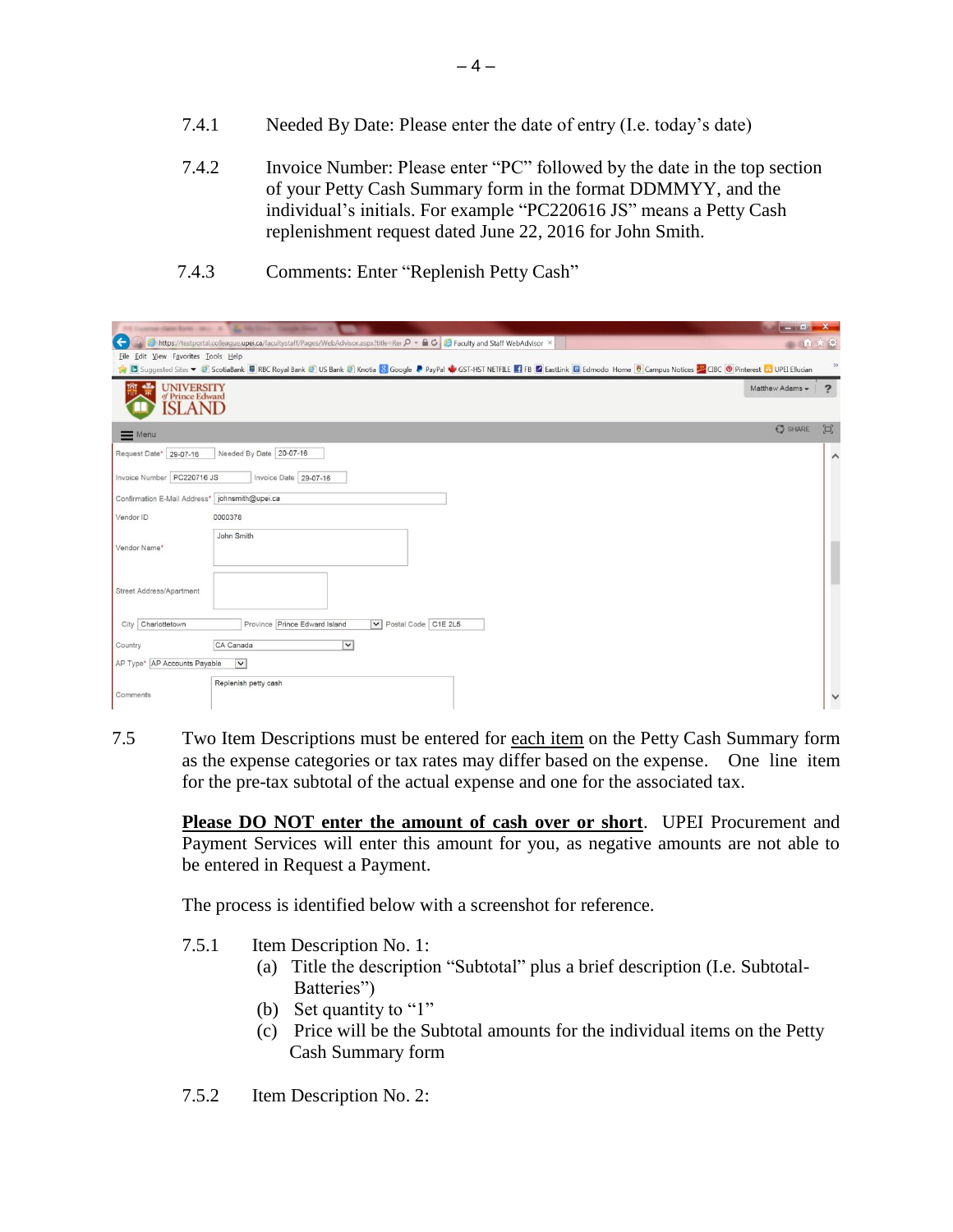7.4.1 Needed By Date: Please enter the date of entry (I.e. today's date)

7.4.2 Invoice Number: Please enter "PC" followed by the date in the top section of your Petty Cash Summary form in the format DDMMYY, and the individual's initials. For example "PC220616 JS" means a Petty Cash replenishment request dated June 22, 2016 for John Smith.

7.4.3 Comments: Enter "Replenish Petty Cash"

7.5 Two Item Descriptions must be entered for each item on the Petty Cash Summary form as the expense categories or tax rates may differ based on the expense. One line item for the pre-tax subtotal of the actual expense and one for the associated tax.

**Please DO NOT enter the amount of cash over or short**. UPEI Procurement and Payment Services will enter this amount for you, as negative amounts are not able to be entered in Request a Payment.

The process is identified below with a screenshot for reference.

7.5.1 Item Description No. 1:

(a) Title the description "Subtotal" plus a brief description (I.e. Subtotal-Batteries")

(b) Set quantity to "1"

(c) Price will be the Subtotal amounts for the individual items on the Petty Cash Summary form

7.5.2 Item Description No. 2: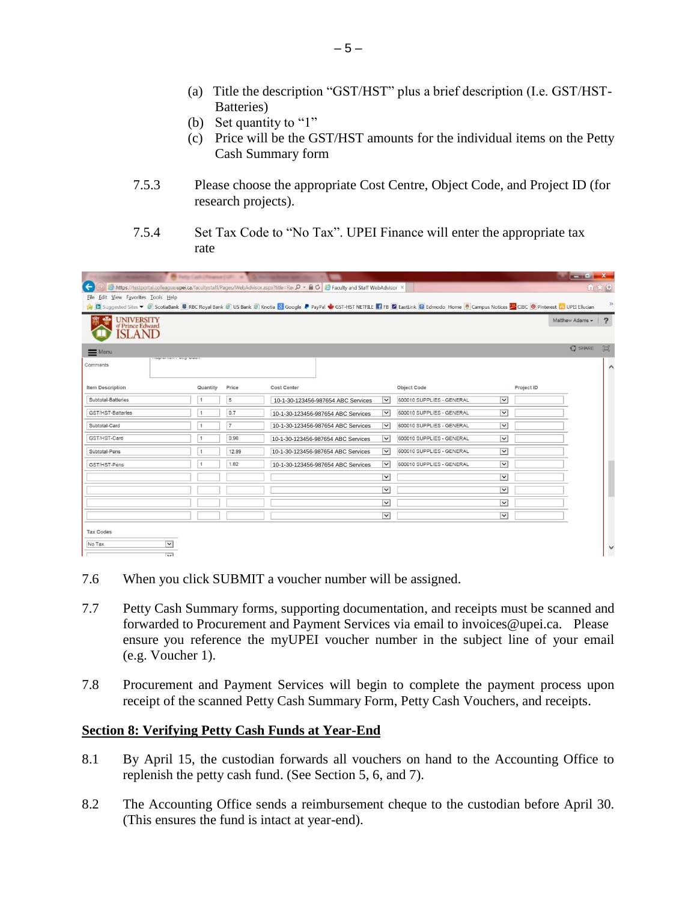(a) Title the description "GST/HST" plus a brief description (I.e. GST/HST-Batteries)
(b) Set quantity to "1"
(c) Price will be the GST/HST amounts for the individual items on the Petty Cash Summary form

7.5.3 Please choose the appropriate Cost Centre, Object Code, and Project ID (for research projects).

7.5.4 Set Tax Code to "No Tax". UPEI Finance will enter the appropriate tax rate

| Item Description | Quantity | Price | Cost Center | Object Code | Project ID |
|---|---|---|---|---|---|
| Subtotal-Batteries | 1 | 5 | 10-1-30-123456-987654 ABC Services | 600010 SUPPLIES - GENERAL | |
| GST/HST-Batteries | 1 | 0.7 | 10-1-30-123456-987654 ABC Services | 600010 SUPPLIES - GENERAL | |
| Subtotal-Card | 1 | 7 | 10-1-30-123456-987654 ABC Services | 600010 SUPPLIES - GENERAL | |
| GST/HST-Card | 1 | 0.98 | 10-1-30-123456-987654 ABC Services | 600010 SUPPLIES - GENERAL | |
| Subtotal-Pens | 1 | 12.99 | 10-1-30-123456-987654 ABC Services | 600010 SUPPLIES - GENERAL | |
| GST/HST-Pens | 1 | 1.82 | 10-1-30-123456-987654 ABC Services | 600010 SUPPLIES - GENERAL | |

Tax Codes: No Tax

7.6 When you click SUBMIT a voucher number will be assigned.

7.7 Petty Cash Summary forms, supporting documentation, and receipts must be scanned and forwarded to Procurement and Payment Services via email to invoices@upei.ca. Please ensure you reference the myUPEI voucher number in the subject line of your email (e.g. Voucher 1).

7.8 Procurement and Payment Services will begin to complete the payment process upon receipt of the scanned Petty Cash Summary Form, Petty Cash Vouchers, and receipts.

## Section 8: Verifying Petty Cash Funds at Year-End

8.1 By April 15, the custodian forwards all vouchers on hand to the Accounting Office to replenish the petty cash fund. (See Section 5, 6, and 7).

8.2 The Accounting Office sends a reimbursement cheque to the custodian before April 30. (This ensures the fund is intact at year-end).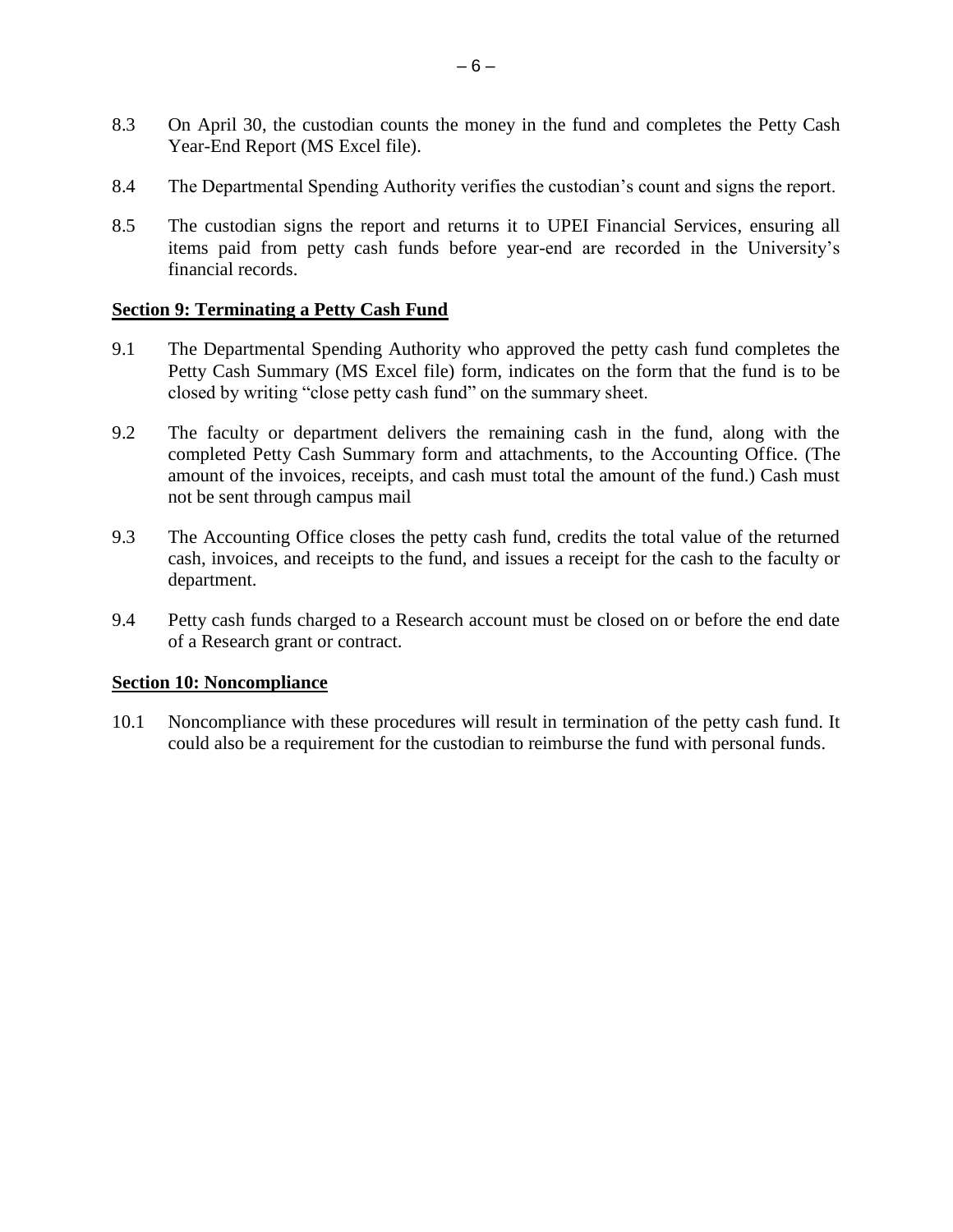8.3 On April 30, the custodian counts the money in the fund and completes the Petty Cash Year-End Report (MS Excel file).

8.4 The Departmental Spending Authority verifies the custodian's count and signs the report.

8.5 The custodian signs the report and returns it to UPEI Financial Services, ensuring all items paid from petty cash funds before year-end are recorded in the University's financial records.

## Section 9: Terminating a Petty Cash Fund

9.1 The Departmental Spending Authority who approved the petty cash fund completes the Petty Cash Summary (MS Excel file) form, indicates on the form that the fund is to be closed by writing "close petty cash fund" on the summary sheet.

9.2 The faculty or department delivers the remaining cash in the fund, along with the completed Petty Cash Summary form and attachments, to the Accounting Office. (The amount of the invoices, receipts, and cash must total the amount of the fund.) Cash must not be sent through campus mail

9.3 The Accounting Office closes the petty cash fund, credits the total value of the returned cash, invoices, and receipts to the fund, and issues a receipt for the cash to the faculty or department.

9.4 Petty cash funds charged to a Research account must be closed on or before the end date of a Research grant or contract.

## Section 10: Noncompliance

10.1 Noncompliance with these procedures will result in termination of the petty cash fund. It could also be a requirement for the custodian to reimburse the fund with personal funds.